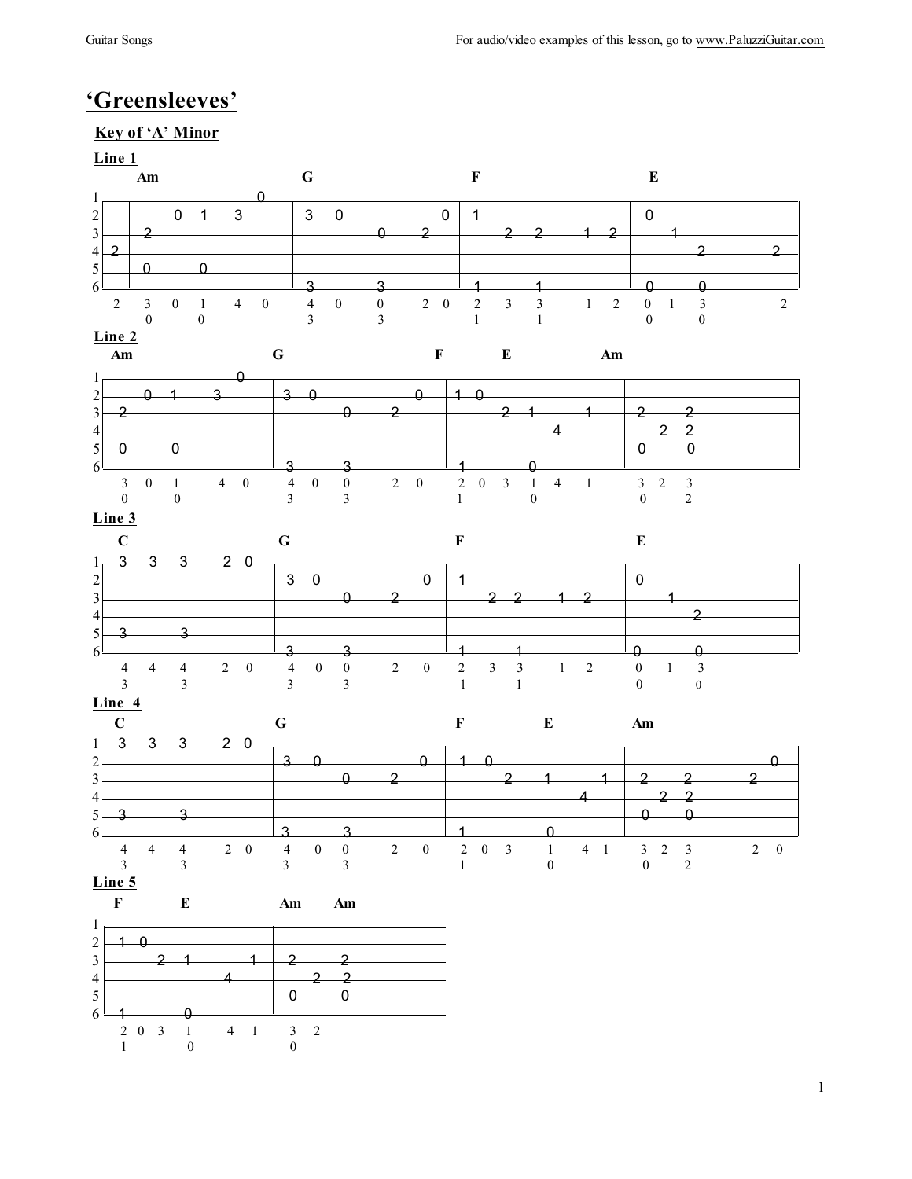# 'Greensleeves'

## Key of 'A' Minor

### Line 1

```
        Am                          G                           F                            E
1 ----------------------0-------|--------------------------|---------------------------|----------------------
2 |-----------0--1---3----------|--3--0------------0-------|0--1-----------------------|--0-------------------|
3 |--2--------------------------|-------------0------2-----|--------2---2-----1--2-----|------1---------------|
4 -2-|--------------------------|--------------------------|---------------------------|---------2---------2--|
5 |--0--------0-----------------|--------------------------|---------------------------|----------------------|
6 |-----------------------------|--3--------3--------------|--1--------1---------------|--0------0-------------|
   2    3   0   1     4    0      4   0      0       2   0    2    3    3       1    2     0   1    3          2
        0       0                 3          3                1         1                  0        0
```

### Line 2

```
   Am                        G                        F          E              Am
1 ---------------------0--|------------------------|-------------------------|---------------------
2 |-----0--1-----3--------|--3--0-----------0------|1--0---------------------|---------------------|
3 |--2--------------------|----------0-------2-----|----------2--1------1----|--2-------2----------|
4 |-----------------------|------------------------|----------------4--------|-------2---2---------|
5 |--0-------0------------|------------------------|-------------------------|--0-------0----------|
6 |-----------------------|--3--------3------------|1----------0-------------|---------------------|
    3   0   1      4   0     4   0   0        2   0    2   0   3   1   4   1      3   2   3
    0       0                3       3                 1           0              0       2
```

### Line 3

```
   C                         G                         F                          E
1 |--3--3--3---2--0-------|------------------------|--------------------------|-------------------|
2 |-----------------------|--3--0-----------0------|1--------------------------|0------------------|
3 |-----------------------|----------0-------2-----|-------2---2-----1---2-----|------1------------|
4 |-----------------------|------------------------|--------------------------|----------2--------|
5 |--3-------3------------|------------------------|--------------------------|-------------------|
6 |-----------------------|--3--------3------------|1--------1-----------------|0---------0--------|
    4   4   4      2   0     4   0   0        2   0    2    3   3      1    2     0    1   3
    3       3                3       3                 1        1                 0        0
```

### Line 4

```
   C                         G                        F            E            Am
1 |--3--3--3---2--0-------|------------------------|------------------------|---------------------|
2 |-----------------------|--3--0-----------0------|1--0--------------------|--------------------0|
3 |-----------------------|----------0-------2-----|---------2----1------1--|--2------2--------2--|
4 |-----------------------|------------------------|--------------------4---|------2--2-----------|
5 |--3-------3------------|------------------------|------------------------|--0------0-----------|
6 |-----------------------|--3--------3------------|1-----------0-----------|---------------------|
    4   4   4      2   0     4   0   0        2   0    2   0   3    1     4   1    3   2   3         2   0
    3       3                3       3                 1            0              0       2
```

### Line 5

```
   F          E              Am     Am
1 |-------------------------|------------------|
2 |1--0---------------------|------------------|
3 |-------2--1--------1-----|--2--------2------|
4 |---------------4---------|--------2--2------|
5 |-------------------------|--0--------0------|
6 |1----------0-------------|------------------|
    2  0  3   1      4  1      3   2
    1         0                0
```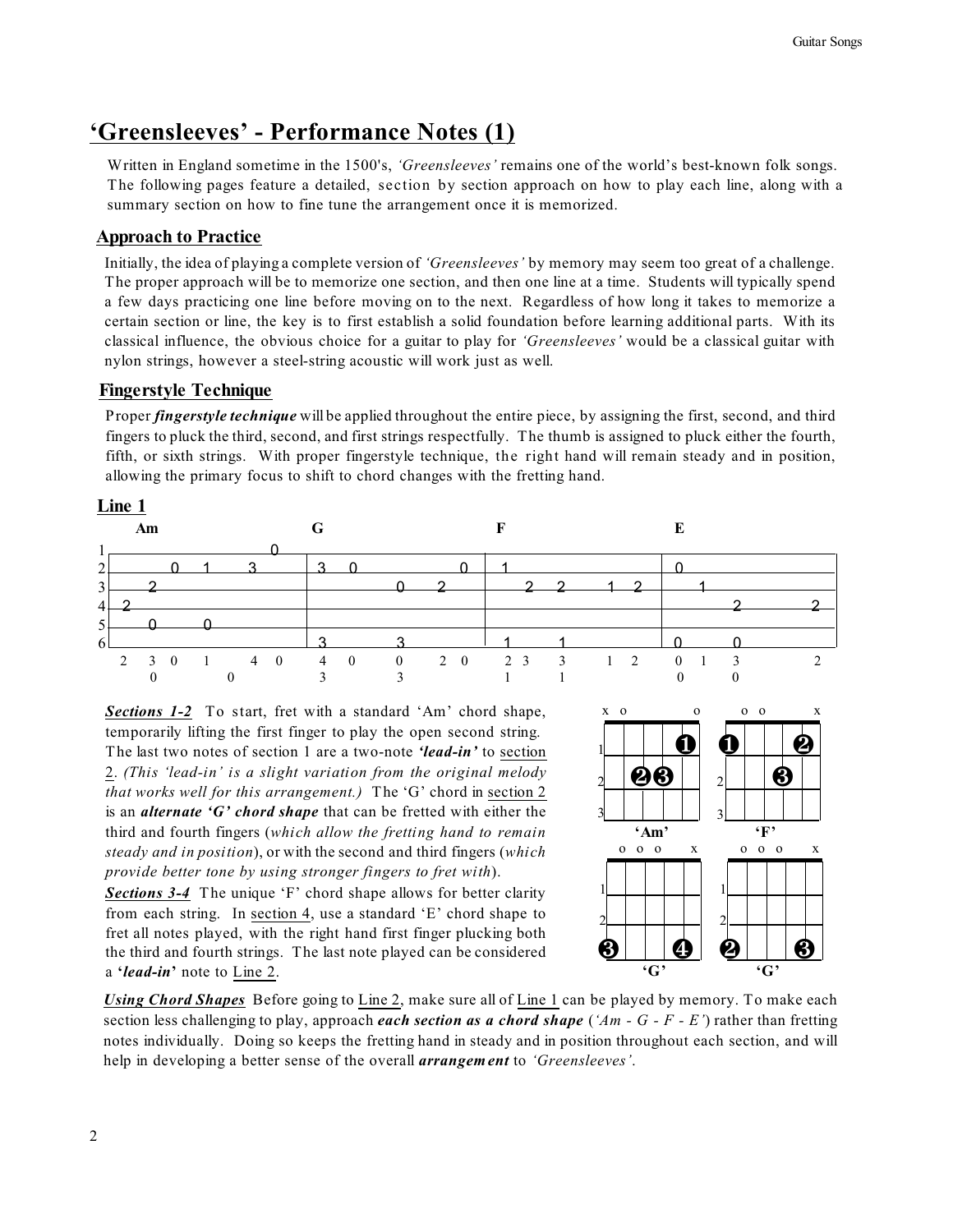# 'Greensleeves' - Performance Notes (1)

Written in England sometime in the 1500's, *'Greensleeves'* remains one of the world's best-known folk songs. The following pages feature a detailed, section by section approach on how to play each line, along with a summary section on how to fine tune the arrangement once it is memorized.

## Approach to Practice

Initially, the idea of playing a complete version of *'Greensleeves'* by memory may seem too great of a challenge. The proper approach will be to memorize one section, and then one line at a time. Students will typically spend a few days practicing one line before moving on to the next. Regardless of how long it takes to memorize a certain section or line, the key is to first establish a solid foundation before learning additional parts. With its classical influence, the obvious choice for a guitar to play for *'Greensleeves'* would be a classical guitar with nylon strings, however a steel-string acoustic will work just as well.

## Fingerstyle Technique

Proper ***fingerstyle technique*** will be applied throughout the entire piece, by assigning the first, second, and third fingers to pluck the third, second, and first strings respectfully. The thumb is assigned to pluck either the fourth, fifth, or sixth strings. With proper fingerstyle technique, the right hand will remain steady and in position, allowing the primary focus to shift to chord changes with the fretting hand.

## Line 1

```
     Am                        G                   F                     E
1|-----------------0--------|------------------|--------------------|----------------|
2|------0---1---3-----------|3--0---------0----|1-------------------|0---------------|
3|--2-----------------------|-------0--2-------|---2--2----1--2-----|---1------------|
4|2-------------------------|------------------|--------------------|--------2-----2-|
5|--0-------0---------------|------------------|--------------------|----------------|
6|--------------------------|3------3----------|1------1------------|0---0-----------|
  2  3  0  1     4  0        4  0   0     2  0   2 3   3     1  2     0  1  3        2
     0        0              3      3            1     1              0     0
```

***Sections 1-2*** To start, fret with a standard 'Am' chord shape, temporarily lifting the first finger to play the open second string. The last two notes of section 1 are a two-note ***'lead-in'*** to section 2. *(This 'lead-in' is a slight variation from the original melody that works well for this arrangement.)* The 'G' chord in section 2 is an ***alternate 'G' chord shape*** that can be fretted with either the third and fourth fingers (*which allow the fretting hand to remain steady and in position*), or with the second and third fingers (*which provide better tone by using stronger fingers to fret with*).

***Sections 3-4*** The unique 'F' chord shape allows for better clarity from each string. In section 4, use a standard 'E' chord shape to fret all notes played, with the right hand first finger plucking both the third and fourth strings. The last note played can be considered a **'*lead-in*'** note to Line 2.

'Am' 'F' 'G' 'G'

***Using Chord Shapes*** Before going to Line 2, make sure all of Line 1 can be played by memory. To make each section less challenging to play, approach ***each section as a chord shape*** (*'Am - G - F - E'*) rather than fretting notes individually. Doing so keeps the fretting hand in steady and in position throughout each section, and will help in developing a better sense of the overall ***arrangement*** to *'Greensleeves'*.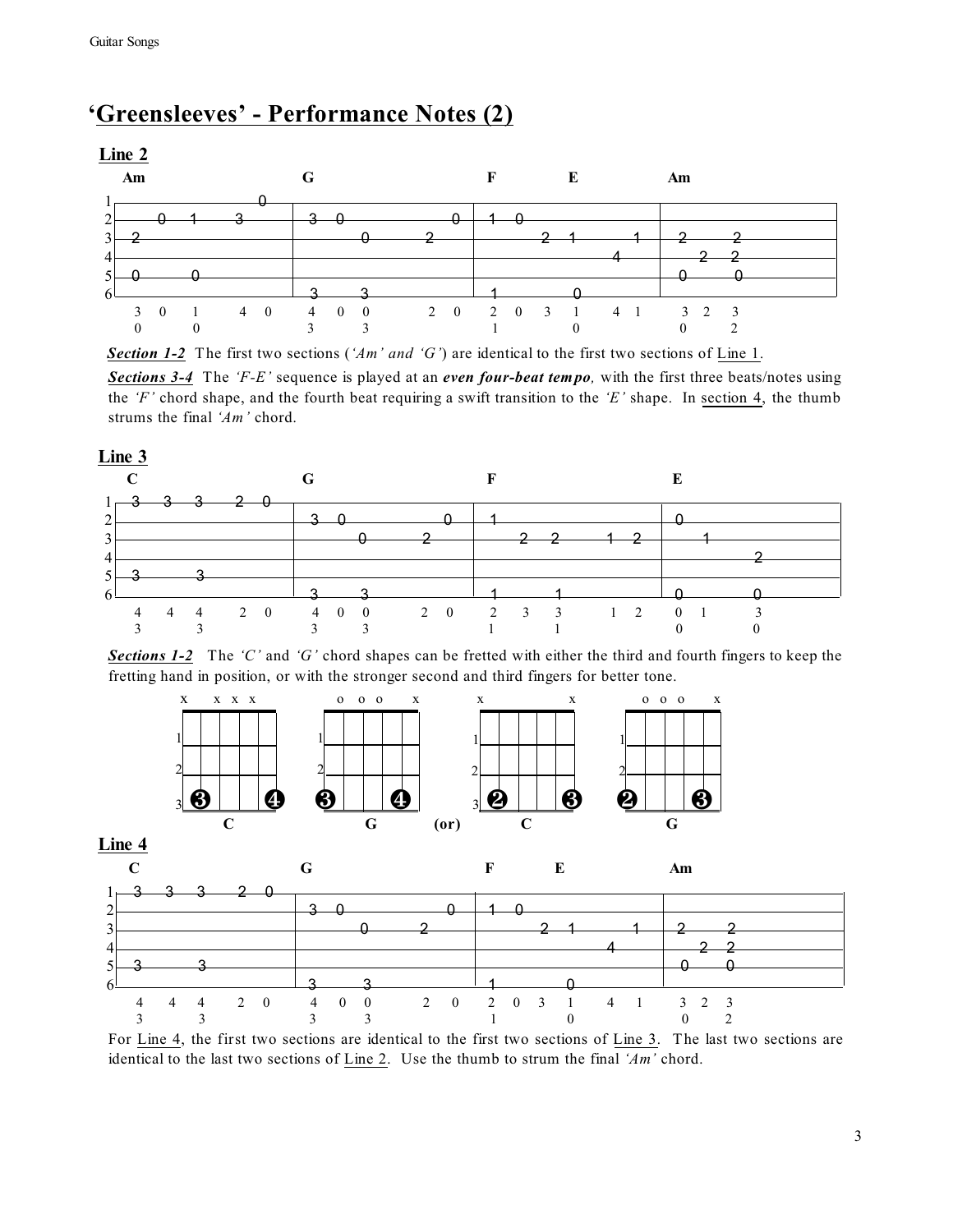# 'Greensleeves' - Performance Notes (2)

## Line 2

```
     Am                              G                              F            E              Am
1|---------------------0-----|-----------------------------|-----------------------------|-------------------|
2|-----0---1----3------------|--3--0--------------0--------|--1--0-----------------------|-------------------|
3|--2------------------------|---------0------2------------|---------2---1--------1------|--2-------2--------|
4|---------------------------|-----------------------------|-------------------4---------|-------2-----2-----|
5|--0------0-----------------|-----------------------------|-----------------------------|--0-------0--------|
6|---------------------------|--3------3-------------------|--1------------0-------------|-------------------|
    3  0   1      4  0          4  0  0        2  0           2  0   3   1      4  1        3  2   3
    0      0                    3     3                       1          0                  0      2
```

***Section 1-2*** The first two sections (*'Am' and 'G'*) are identical to the first two sections of Line 1.

***Sections 3-4*** The *'F-E'* sequence is played at an ***even four-beat tempo,*** with the first three beats/notes using the *'F'* chord shape, and the fourth beat requiring a swift transition to the *'E'* shape. In section 4, the thumb strums the final *'Am'* chord.

## Line 3

```
     C                               G                              F                            E
1|--3---3---3------2--0------|-----------------------------|-----------------------------|-------------------|
2|---------------------------|--3--0--------------0--------|--1--------------------------|--0----------------|
3|---------------------------|---------0------2------------|--------2---2--------1---2---|------1------------|
4|---------------------------|-----------------------------|-----------------------------|--------------2----|
5|--3-------3----------------|-----------------------------|-----------------------------|-------------------|
6|---------------------------|--3------3-------------------|--1---------1-----------------|--0-----------0----|
    4   4   4      2  0         4  0  0        2  0           2    3    3        1   2      0   1      3
    3       3                   3     3                       1         1                   0          0
```

***Sections 1-2*** The *'C'* and *'G'* chord shapes can be fretted with either the third and fourth fingers to keep the fretting hand in position, or with the stronger second and third fingers for better tone.

| Chord | Muted/Open strings | Fingering (fret 3) |
|---|---|---|
| C | x x x x | ❸ (string 5), ❹ (string 2) |
| G | o o o x | ❸ (string 6), ❹ (string 2) |
| (or) C | x x | ❷ (string 5), ❸ (string 2) |
| G | o o o x | ❷ (string 6), ❸ (string 2) |

## Line 4

```
     C                               G                              F            E              Am
1|--3---3---3------2--0------|-----------------------------|-----------------------------|-------------------|
2|---------------------------|--3--0--------------0--------|--1--0-----------------------|-------------------|
3|---------------------------|---------0------2------------|---------2---1--------1------|--2-------2--------|
4|---------------------------|-----------------------------|-------------------4---------|-------2-----2-----|
5|--3-------3----------------|-----------------------------|-----------------------------|--0-------0--------|
6|---------------------------|--3------3-------------------|--1------------0-------------|-------------------|
    4   4   4      2  0         4  0  0        2  0           2  0   3   1      4  1        3  2   3
    3       3                   3     3                       1          0                  0      2
```

For Line 4, the first two sections are identical to the first two sections of Line 3. The last two sections are identical to the last two sections of Line 2. Use the thumb to strum the final *'Am'* chord.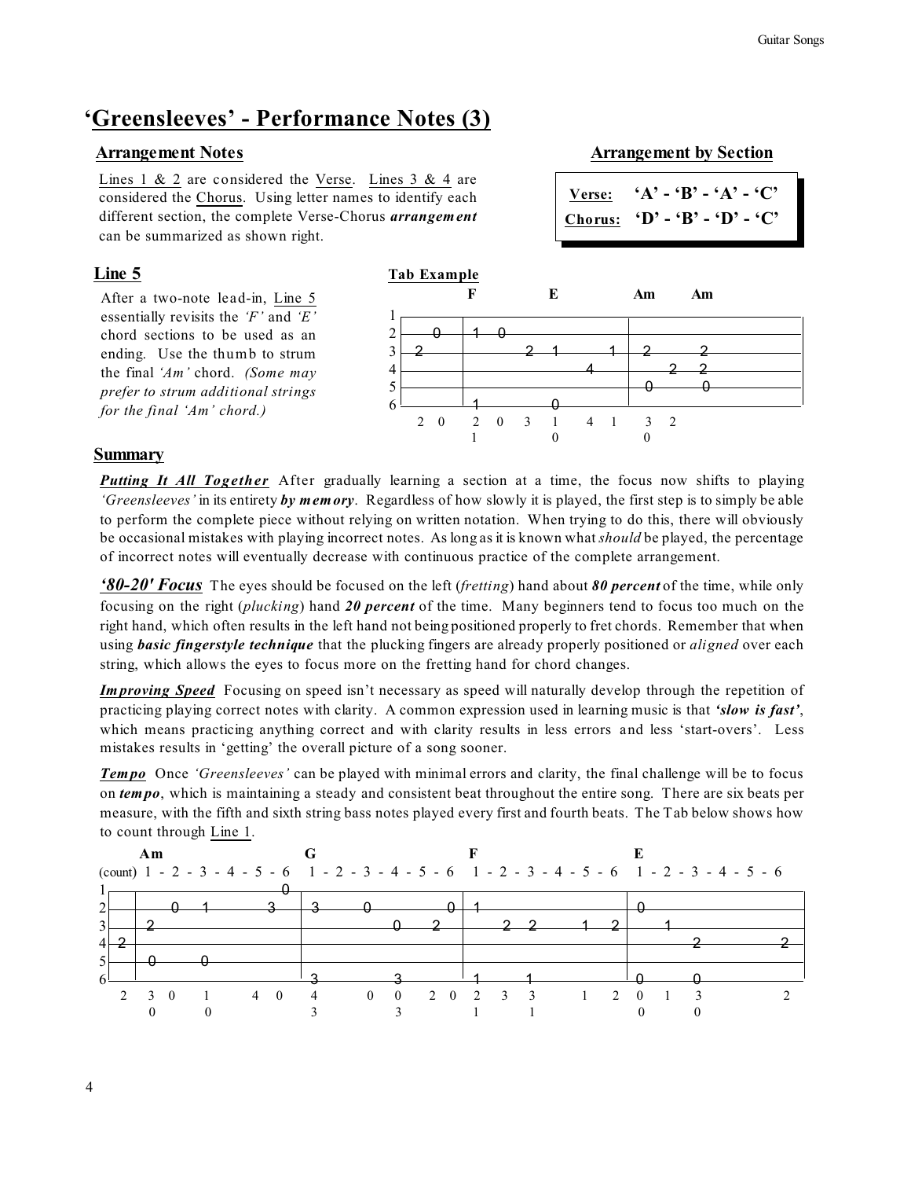## 'Greensleeves' - Performance Notes (3)

### Arrangement Notes

Lines 1 & 2 are considered the Verse. Lines 3 & 4 are considered the Chorus. Using letter names to identify each different section, the complete Verse-Chorus ***arrangement*** can be summarized as shown right.

### Arrangement by Section

| | |
|---|---|
| **Verse:** | **'A' - 'B' - 'A' - 'C'** |
| **Chorus:** | **'D' - 'B' - 'D' - 'C'** |

### Line 5

After a two-note lead-in, Line 5 essentially revisits the *'F'* and *'E'* chord sections to be used as an ending. Use the thumb to strum the final *'Am'* chord. *(Some may prefer to strum additional strings for the final 'Am' chord.)*

**Tab Example**

```
              F             E              Am       Am
1 |          |              |              |          |
2 |---0------|--1--0--------|--------------|----------|
3 |-2--------|--------2--1--|-------1------|--2-----2-|
4 |----------|--------------|----4---------|------2-2-|
5 |----------|--------------|--------------|--0-----0-|
6 |----------|--1-----------|--0-----------|----------|
     2  0       2  0  3  1     4  1           3  2
                1              0              0
```

### Summary

***Putting It All Together*** After gradually learning a section at a time, the focus now shifts to playing *'Greensleeves'* in its entirety ***by memory***. Regardless of how slowly it is played, the first step is to simply be able to perform the complete piece without relying on written notation. When trying to do this, there will obviously be occasional mistakes with playing incorrect notes. As long as it is known what *should* be played, the percentage of incorrect notes will eventually decrease with continuous practice of the complete arrangement.

***'80-20' Focus*** The eyes should be focused on the left (*fretting*) hand about ***80 percent*** of the time, while only focusing on the right (*plucking*) hand ***20 percent*** of the time. Many beginners tend to focus too much on the right hand, which often results in the left hand not being positioned properly to fret chords. Remember that when using ***basic fingerstyle technique*** that the plucking fingers are already properly positioned or *aligned* over each string, which allows the eyes to focus more on the fretting hand for chord changes.

***Improving Speed*** Focusing on speed isn't necessary as speed will naturally develop through the repetition of practicing playing correct notes with clarity. A common expression used in learning music is that ***'slow is fast'***, which means practicing anything correct and with clarity results in less errors and less 'start-overs'. Less mistakes results in 'getting' the overall picture of a song sooner.

***Tempo*** Once *'Greensleeves'* can be played with minimal errors and clarity, the final challenge will be to focus on ***tempo***, which is maintaining a steady and consistent beat throughout the entire song. There are six beats per measure, with the fifth and sixth string bass notes played every first and fourth beats. The Tab below shows how to count through Line 1.

```
        Am                          G                           F                           E
(count) 1 - 2 - 3 - 4 - 5 - 6       1 - 2 - 3 - 4 - 5 - 6       1 - 2 - 3 - 4 - 5 - 6       1 - 2 - 3 - 4 - 5 - 6
1 |                      0    |                           |                           |                          |
2 |-------0---1-------3-------|--3----0-----------0-------|--1------------------------|--0-----------------------|
3 |---2-----------------------|--------------0-----2------|------2---2-----1---2------|------1-------------------|
4 |-2-------------------------|---------------------------|---------------------------|------------2-----------2-|
5 |---0-------0---------------|---------------------------|---------------------------|--------------------------|
6 |---------------------------|--3-----3------------------|--1-----1------------------|--0-----0-----------------|
    2  3  0   1      4  0       4     0   0    2  0         2   3   3      1   2        0   1   3             2
       0      0                 3         3                 1       1                   0       0
```